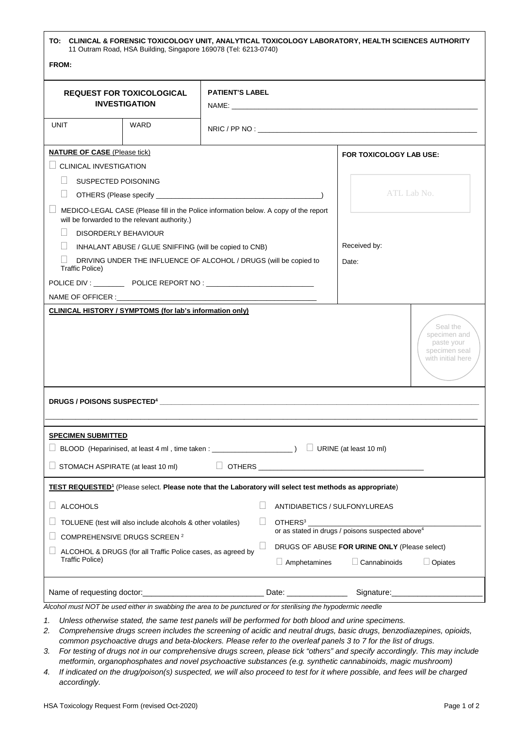**TO: CLINICAL & FORENSIC TOXICOLOGY UNIT, ANALYTICAL TOXICOLOGY LABORATORY, HEALTH SCIENCES AUTHORITY**
11 Outram Road, HSA Building, Singapore 169078 (Tel: 6213-0740)

**FROM:**

| **REQUEST FOR TOXICOLOGICAL INVESTIGATION** | | **PATIENT'S LABEL** NAME: ____________________ |
|---|---|---|
| UNIT | WARD | NRIC / PP NO : ____________________ |

**NATURE OF CASE** (Please tick)

- ☐ CLINICAL INVESTIGATION
  - ☐ SUSPECTED POISONING
  - ☐ OTHERS (Please specify ____________________)
- ☐ MEDICO-LEGAL CASE (Please fill in the Police information below. A copy of the report will be forwarded to the relevant authority.)
  - ☐ DISORDERLY BEHAVIOUR
  - ☐ INHALANT ABUSE / GLUE SNIFFING (will be copied to CNB)
  - ☐ DRIVING UNDER THE INFLUENCE OF ALCOHOL / DRUGS (will be copied to Traffic Police)

POLICE DIV : ________ POLICE REPORT NO : ____________________

NAME OF OFFICER : ____________________

**FOR TOXICOLOGY LAB USE:**

ATL Lab No.

Received by:

Date:

**CLINICAL HISTORY / SYMPTOMS (for lab's information only)**

Seal the specimen and paste your specimen seal with initial here

**DRUGS / POISONS SUSPECTED[4]** ____________________

**SPECIMEN SUBMITTED**

- ☐ BLOOD (Heparinised, at least 4 ml , time taken : ____________________ )
- ☐ URINE (at least 10 ml)
- ☐ STOMACH ASPIRATE (at least 10 ml)
- ☐ OTHERS ____________________

**TEST REQUESTED[1]** (Please select. **Please note that the Laboratory will select test methods as appropriate**)

- ☐ ALCOHOLS
- ☐ TOLUENE (test will also include alcohols & other volatiles)
- ☐ COMPREHENSIVE DRUGS SCREEN [2]
- ☐ ALCOHOL & DRUGS (for all Traffic Police cases, as agreed by Traffic Police)
- ☐ ANTIDIABETICS / SULFONYLUREAS
- ☐ OTHERS[3] ____________________ or as stated in drugs / poisons suspected above[4]
- ☐ DRUGS OF ABUSE **FOR URINE ONLY** (Please select)
  - ☐ Amphetamines ☐ Cannabinoids ☐ Opiates

Name of requesting doctor: ____________________ Date: ______________ Signature: ____________________

*Alcohol must NOT be used either in swabbing the area to be punctured or for sterilising the hypodermic needle*

1. *Unless otherwise stated, the same test panels will be performed for both blood and urine specimens.*
2. *Comprehensive drugs screen includes the screening of acidic and neutral drugs, basic drugs, benzodiazepines, opioids, common psychoactive drugs and beta-blockers. Please refer to the overleaf panels 3 to 7 for the list of drugs.*
3. *For testing of drugs not in our comprehensive drugs screen, please tick "others" and specify accordingly. This may include metformin, organophosphates and novel psychoactive substances (e.g. synthetic cannabinoids, magic mushroom)*
4. *If indicated on the drug/poison(s) suspected, we will also proceed to test for it where possible, and fees will be charged accordingly.*

HSA Toxicology Request Form (revised Oct-2020)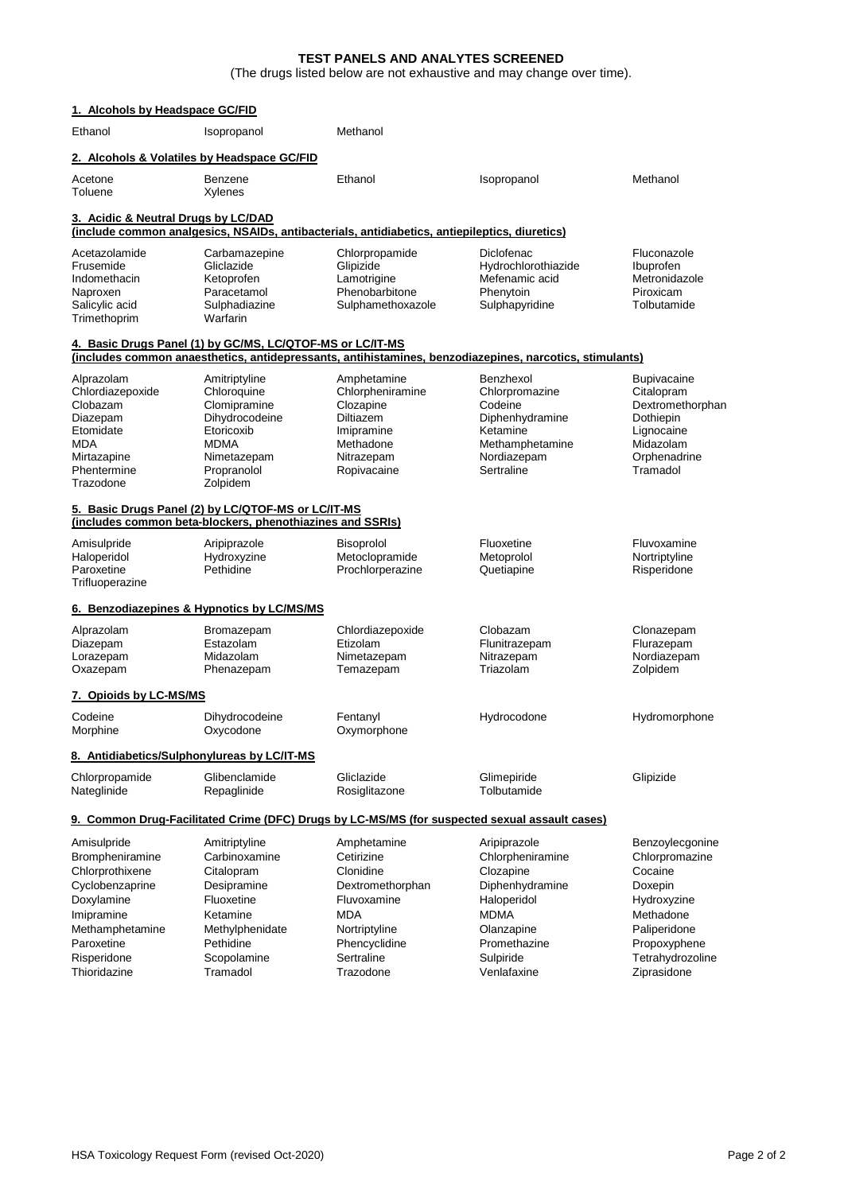# TEST PANELS AND ANALYTES SCREENED

(The drugs listed below are not exhaustive and may change over time).

## 1. Alcohols by Headspace GC/FID

| | | |
|---|---|---|
| Ethanol | Isopropanol | Methanol |

## 2. Alcohols & Volatiles by Headspace GC/FID

| | | | | |
|---|---|---|---|---|
| Acetone | Benzene | Ethanol | Isopropanol | Methanol |
| Toluene | Xylenes | | | |

## 3. Acidic & Neutral Drugs by LC/DAD

**(include common analgesics, NSAIDs, antibacterials, antidiabetics, antiepileptics, diuretics)**

| | | | | |
|---|---|---|---|---|
| Acetazolamide | Carbamazepine | Chlorpropamide | Diclofenac | Fluconazole |
| Frusemide | Gliclazide | Glipizide | Hydrochlorothiazide | Ibuprofen |
| Indomethacin | Ketoprofen | Lamotrigine | Mefenamic acid | Metronidazole |
| Naproxen | Paracetamol | Phenobarbitone | Phenytoin | Piroxicam |
| Salicylic acid | Sulphadiazine | Sulphamethoxazole | Sulphapyridine | Tolbutamide |
| Trimethoprim | Warfarin | | | |

## 4. Basic Drugs Panel (1) by GC/MS, LC/QTOF-MS or LC/IT-MS

**(includes common anaesthetics, antidepressants, antihistamines, benzodiazepines, narcotics, stimulants)**

| | | | | |
|---|---|---|---|---|
| Alprazolam | Amitriptyline | Amphetamine | Benzhexol | Bupivacaine |
| Chlordiazepoxide | Chloroquine | Chlorpheniramine | Chlorpromazine | Citalopram |
| Clobazam | Clomipramine | Clozapine | Codeine | Dextromethorphan |
| Diazepam | Dihydrocodeine | Diltiazem | Diphenhydramine | Dothiepin |
| Etomidate | Etoricoxib | Imipramine | Ketamine | Lignocaine |
| MDA | MDMA | Methadone | Methamphetamine | Midazolam |
| Mirtazapine | Nimetazepam | Nitrazepam | Nordiazepam | Orphenadrine |
| Phentermine | Propranolol | Ropivacaine | Sertraline | Tramadol |
| Trazodone | Zolpidem | | | |

## 5. Basic Drugs Panel (2) by LC/QTOF-MS or LC/IT-MS

**(includes common beta-blockers, phenothiazines and SSRIs)**

| | | | | |
|---|---|---|---|---|
| Amisulpride | Aripiprazole | Bisoprolol | Fluoxetine | Fluvoxamine |
| Haloperidol | Hydroxyzine | Metoclopramide | Metoprolol | Nortriptyline |
| Paroxetine | Pethidine | Prochlorperazine | Quetiapine | Risperidone |
| Trifluoperazine | | | | |

## 6. Benzodiazepines & Hypnotics by LC/MS/MS

| | | | | |
|---|---|---|---|---|
| Alprazolam | Bromazepam | Chlordiazepoxide | Clobazam | Clonazepam |
| Diazepam | Estazolam | Etizolam | Flunitrazepam | Flurazepam |
| Lorazepam | Midazolam | Nimetazepam | Nitrazepam | Nordiazepam |
| Oxazepam | Phenazepam | Temazepam | Triazolam | Zolpidem |

## 7. Opioids by LC-MS/MS

| | | | | |
|---|---|---|---|---|
| Codeine | Dihydrocodeine | Fentanyl | Hydrocodone | Hydromorphone |
| Morphine | Oxycodone | Oxymorphone | | |

## 8. Antidiabetics/Sulphonylureas by LC/IT-MS

| | | | | |
|---|---|---|---|---|
| Chlorpropamide | Glibenclamide | Gliclazide | Glimepiride | Glipizide |
| Nateglinide | Repaglinide | Rosiglitazone | Tolbutamide | |

## 9. Common Drug-Facilitated Crime (DFC) Drugs by LC-MS/MS (for suspected sexual assault cases)

| | | | | |
|---|---|---|---|---|
| Amisulpride | Amitriptyline | Amphetamine | Aripiprazole | Benzoylecgonine |
| Brompheniramine | Carbinoxamine | Cetirizine | Chlorpheniramine | Chlorpromazine |
| Chlorprothixene | Citalopram | Clonidine | Clozapine | Cocaine |
| Cyclobenzaprine | Desipramine | Dextromethorphan | Diphenhydramine | Doxepin |
| Doxylamine | Fluoxetine | Fluvoxamine | Haloperidol | Hydroxyzine |
| Imipramine | Ketamine | MDA | MDMA | Methadone |
| Methamphetamine | Methylphenidate | Nortriptyline | Olanzapine | Paliperidone |
| Paroxetine | Pethidine | Phencyclidine | Promethazine | Propoxyphene |
| Risperidone | Scopolamine | Sertraline | Sulpiride | Tetrahydrozoline |
| Thioridazine | Tramadol | Trazodone | Venlafaxine | Ziprasidone |

HSA Toxicology Request Form (revised Oct-2020)